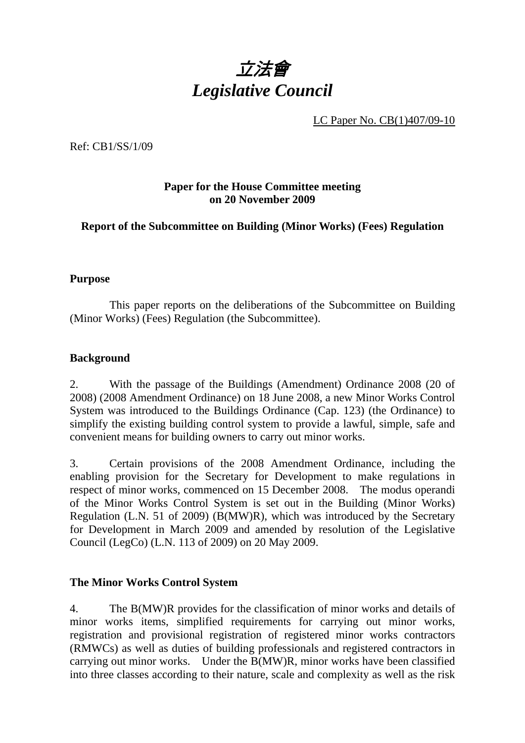# *立法會*
# *Legislative Council*

LC Paper No. CB(1)407/09-10

Ref: CB1/SS/1/09

**Paper for the House Committee meeting on 20 November 2009**

**Report of the Subcommittee on Building (Minor Works) (Fees) Regulation**

## Purpose

This paper reports on the deliberations of the Subcommittee on Building (Minor Works) (Fees) Regulation (the Subcommittee).

## Background

2. With the passage of the Buildings (Amendment) Ordinance 2008 (20 of 2008) (2008 Amendment Ordinance) on 18 June 2008, a new Minor Works Control System was introduced to the Buildings Ordinance (Cap. 123) (the Ordinance) to simplify the existing building control system to provide a lawful, simple, safe and convenient means for building owners to carry out minor works.

3. Certain provisions of the 2008 Amendment Ordinance, including the enabling provision for the Secretary for Development to make regulations in respect of minor works, commenced on 15 December 2008. The modus operandi of the Minor Works Control System is set out in the Building (Minor Works) Regulation (L.N. 51 of 2009) (B(MW)R), which was introduced by the Secretary for Development in March 2009 and amended by resolution of the Legislative Council (LegCo) (L.N. 113 of 2009) on 20 May 2009.

## The Minor Works Control System

4. The B(MW)R provides for the classification of minor works and details of minor works items, simplified requirements for carrying out minor works, registration and provisional registration of registered minor works contractors (RMWCs) as well as duties of building professionals and registered contractors in carrying out minor works. Under the B(MW)R, minor works have been classified into three classes according to their nature, scale and complexity as well as the risk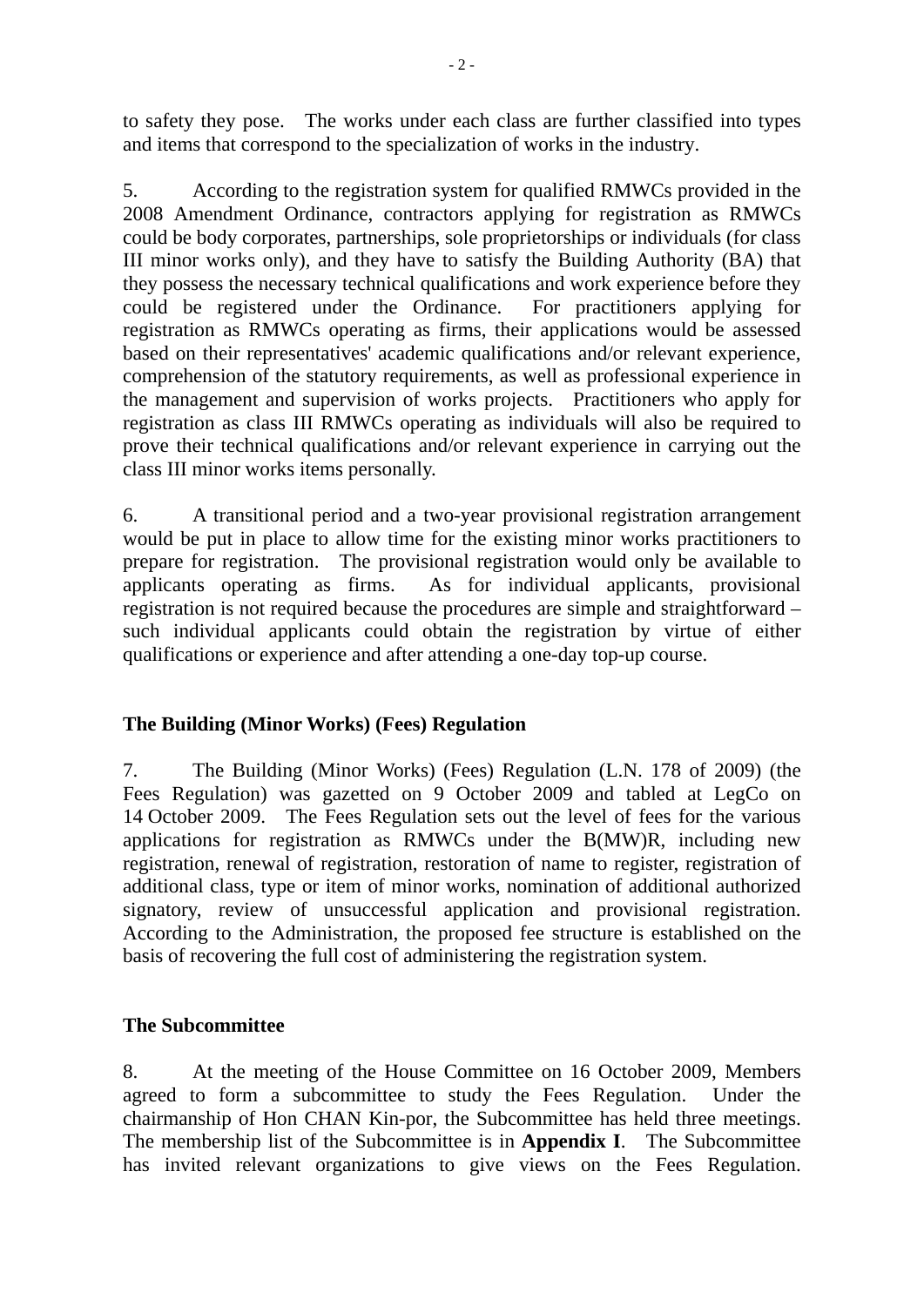to safety they pose. The works under each class are further classified into types and items that correspond to the specialization of works in the industry.

5. According to the registration system for qualified RMWCs provided in the 2008 Amendment Ordinance, contractors applying for registration as RMWCs could be body corporates, partnerships, sole proprietorships or individuals (for class III minor works only), and they have to satisfy the Building Authority (BA) that they possess the necessary technical qualifications and work experience before they could be registered under the Ordinance. For practitioners applying for registration as RMWCs operating as firms, their applications would be assessed based on their representatives' academic qualifications and/or relevant experience, comprehension of the statutory requirements, as well as professional experience in the management and supervision of works projects. Practitioners who apply for registration as class III RMWCs operating as individuals will also be required to prove their technical qualifications and/or relevant experience in carrying out the class III minor works items personally.

6. A transitional period and a two-year provisional registration arrangement would be put in place to allow time for the existing minor works practitioners to prepare for registration. The provisional registration would only be available to applicants operating as firms. As for individual applicants, provisional registration is not required because the procedures are simple and straightforward – such individual applicants could obtain the registration by virtue of either qualifications or experience and after attending a one-day top-up course.

## The Building (Minor Works) (Fees) Regulation

7. The Building (Minor Works) (Fees) Regulation (L.N. 178 of 2009) (the Fees Regulation) was gazetted on 9 October 2009 and tabled at LegCo on 14 October 2009. The Fees Regulation sets out the level of fees for the various applications for registration as RMWCs under the B(MW)R, including new registration, renewal of registration, restoration of name to register, registration of additional class, type or item of minor works, nomination of additional authorized signatory, review of unsuccessful application and provisional registration. According to the Administration, the proposed fee structure is established on the basis of recovering the full cost of administering the registration system.

## The Subcommittee

8. At the meeting of the House Committee on 16 October 2009, Members agreed to form a subcommittee to study the Fees Regulation. Under the chairmanship of Hon CHAN Kin-por, the Subcommittee has held three meetings. The membership list of the Subcommittee is in **Appendix I**. The Subcommittee has invited relevant organizations to give views on the Fees Regulation.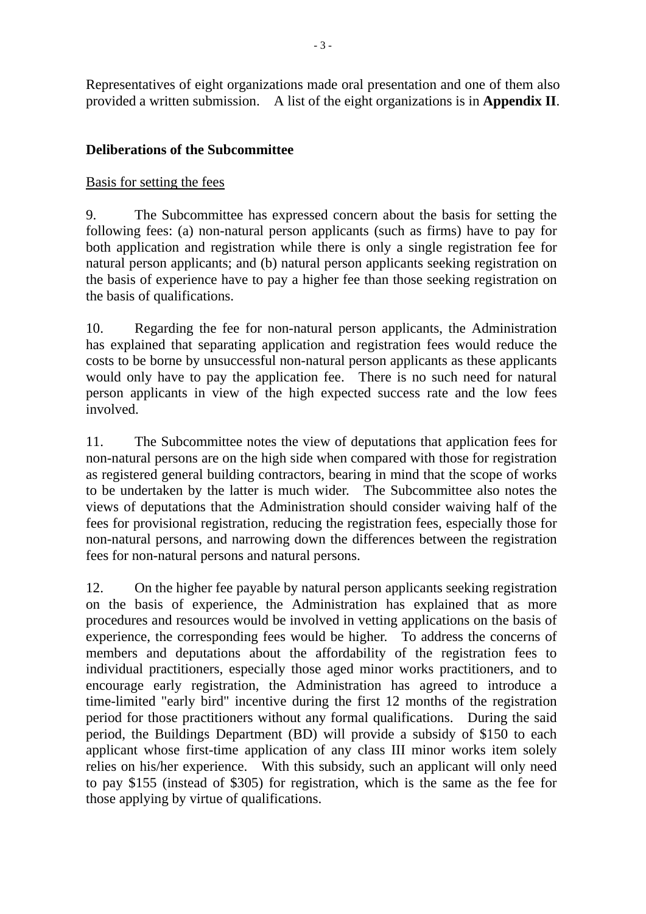Representatives of eight organizations made oral presentation and one of them also provided a written submission. A list of the eight organizations is in **Appendix II**.

## Deliberations of the Subcommittee

Basis for setting the fees

9. The Subcommittee has expressed concern about the basis for setting the following fees: (a) non-natural person applicants (such as firms) have to pay for both application and registration while there is only a single registration fee for natural person applicants; and (b) natural person applicants seeking registration on the basis of experience have to pay a higher fee than those seeking registration on the basis of qualifications.

10. Regarding the fee for non-natural person applicants, the Administration has explained that separating application and registration fees would reduce the costs to be borne by unsuccessful non-natural person applicants as these applicants would only have to pay the application fee. There is no such need for natural person applicants in view of the high expected success rate and the low fees involved.

11. The Subcommittee notes the view of deputations that application fees for non-natural persons are on the high side when compared with those for registration as registered general building contractors, bearing in mind that the scope of works to be undertaken by the latter is much wider. The Subcommittee also notes the views of deputations that the Administration should consider waiving half of the fees for provisional registration, reducing the registration fees, especially those for non-natural persons, and narrowing down the differences between the registration fees for non-natural persons and natural persons.

12. On the higher fee payable by natural person applicants seeking registration on the basis of experience, the Administration has explained that as more procedures and resources would be involved in vetting applications on the basis of experience, the corresponding fees would be higher. To address the concerns of members and deputations about the affordability of the registration fees to individual practitioners, especially those aged minor works practitioners, and to encourage early registration, the Administration has agreed to introduce a time-limited "early bird" incentive during the first 12 months of the registration period for those practitioners without any formal qualifications. During the said period, the Buildings Department (BD) will provide a subsidy of $150 to each applicant whose first-time application of any class III minor works item solely relies on his/her experience. With this subsidy, such an applicant will only need to pay $155 (instead of $305) for registration, which is the same as the fee for those applying by virtue of qualifications.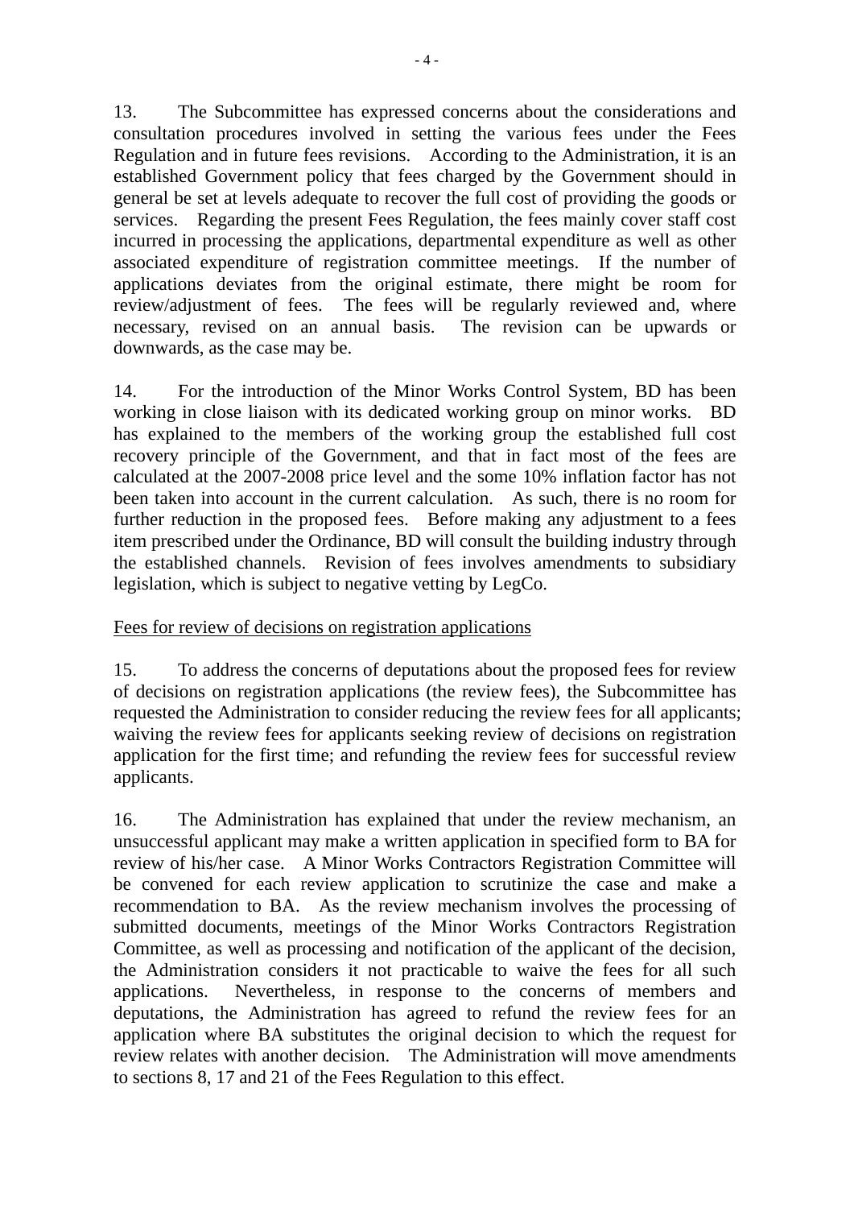13. The Subcommittee has expressed concerns about the considerations and consultation procedures involved in setting the various fees under the Fees Regulation and in future fees revisions. According to the Administration, it is an established Government policy that fees charged by the Government should in general be set at levels adequate to recover the full cost of providing the goods or services. Regarding the present Fees Regulation, the fees mainly cover staff cost incurred in processing the applications, departmental expenditure as well as other associated expenditure of registration committee meetings. If the number of applications deviates from the original estimate, there might be room for review/adjustment of fees. The fees will be regularly reviewed and, where necessary, revised on an annual basis. The revision can be upwards or downwards, as the case may be.

14. For the introduction of the Minor Works Control System, BD has been working in close liaison with its dedicated working group on minor works. BD has explained to the members of the working group the established full cost recovery principle of the Government, and that in fact most of the fees are calculated at the 2007-2008 price level and the some 10% inflation factor has not been taken into account in the current calculation. As such, there is no room for further reduction in the proposed fees. Before making any adjustment to a fees item prescribed under the Ordinance, BD will consult the building industry through the established channels. Revision of fees involves amendments to subsidiary legislation, which is subject to negative vetting by LegCo.

<u>Fees for review of decisions on registration applications</u>

15. To address the concerns of deputations about the proposed fees for review of decisions on registration applications (the review fees), the Subcommittee has requested the Administration to consider reducing the review fees for all applicants; waiving the review fees for applicants seeking review of decisions on registration application for the first time; and refunding the review fees for successful review applicants.

16. The Administration has explained that under the review mechanism, an unsuccessful applicant may make a written application in specified form to BA for review of his/her case. A Minor Works Contractors Registration Committee will be convened for each review application to scrutinize the case and make a recommendation to BA. As the review mechanism involves the processing of submitted documents, meetings of the Minor Works Contractors Registration Committee, as well as processing and notification of the applicant of the decision, the Administration considers it not practicable to waive the fees for all such applications. Nevertheless, in response to the concerns of members and deputations, the Administration has agreed to refund the review fees for an application where BA substitutes the original decision to which the request for review relates with another decision. The Administration will move amendments to sections 8, 17 and 21 of the Fees Regulation to this effect.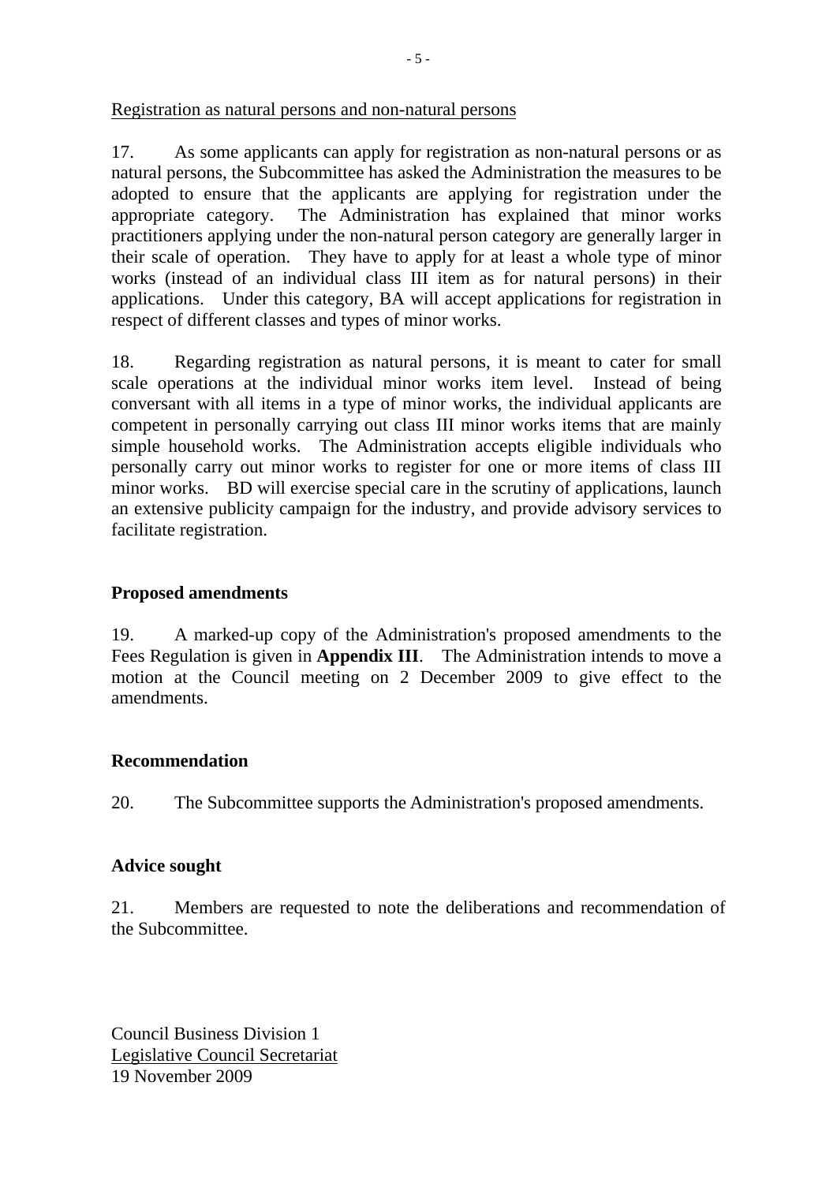Registration as natural persons and non-natural persons

17. As some applicants can apply for registration as non-natural persons or as natural persons, the Subcommittee has asked the Administration the measures to be adopted to ensure that the applicants are applying for registration under the appropriate category. The Administration has explained that minor works practitioners applying under the non-natural person category are generally larger in their scale of operation. They have to apply for at least a whole type of minor works (instead of an individual class III item as for natural persons) in their applications. Under this category, BA will accept applications for registration in respect of different classes and types of minor works.

18. Regarding registration as natural persons, it is meant to cater for small scale operations at the individual minor works item level. Instead of being conversant with all items in a type of minor works, the individual applicants are competent in personally carrying out class III minor works items that are mainly simple household works. The Administration accepts eligible individuals who personally carry out minor works to register for one or more items of class III minor works. BD will exercise special care in the scrutiny of applications, launch an extensive publicity campaign for the industry, and provide advisory services to facilitate registration.

## Proposed amendments

19. A marked-up copy of the Administration's proposed amendments to the Fees Regulation is given in **Appendix III**. The Administration intends to move a motion at the Council meeting on 2 December 2009 to give effect to the amendments.

## Recommendation

20. The Subcommittee supports the Administration's proposed amendments.

## Advice sought

21. Members are requested to note the deliberations and recommendation of the Subcommittee.

Council Business Division 1
Legislative Council Secretariat
19 November 2009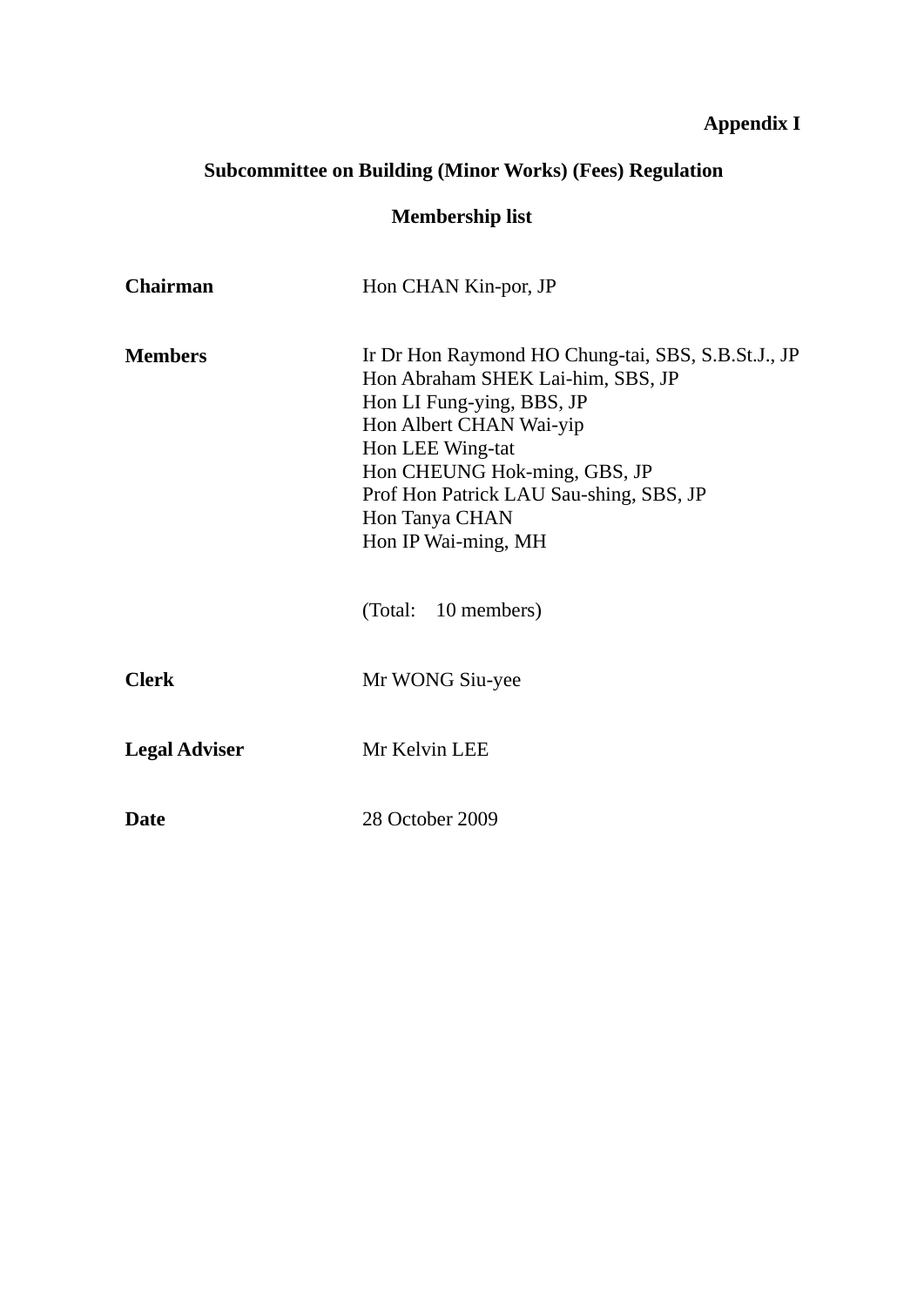**Appendix I**

## Subcommittee on Building (Minor Works) (Fees) Regulation

## Membership list

| | |
|---|---|
| **Chairman** | Hon CHAN Kin-por, JP |
| **Members** | Ir Dr Hon Raymond HO Chung-tai, SBS, S.B.St.J., JP<br>Hon Abraham SHEK Lai-him, SBS, JP<br>Hon LI Fung-ying, BBS, JP<br>Hon Albert CHAN Wai-yip<br>Hon LEE Wing-tat<br>Hon CHEUNG Hok-ming, GBS, JP<br>Prof Hon Patrick LAU Sau-shing, SBS, JP<br>Hon Tanya CHAN<br>Hon IP Wai-ming, MH |
| | (Total: 10 members) |
| **Clerk** | Mr WONG Siu-yee |
| **Legal Adviser** | Mr Kelvin LEE |
| **Date** | 28 October 2009 |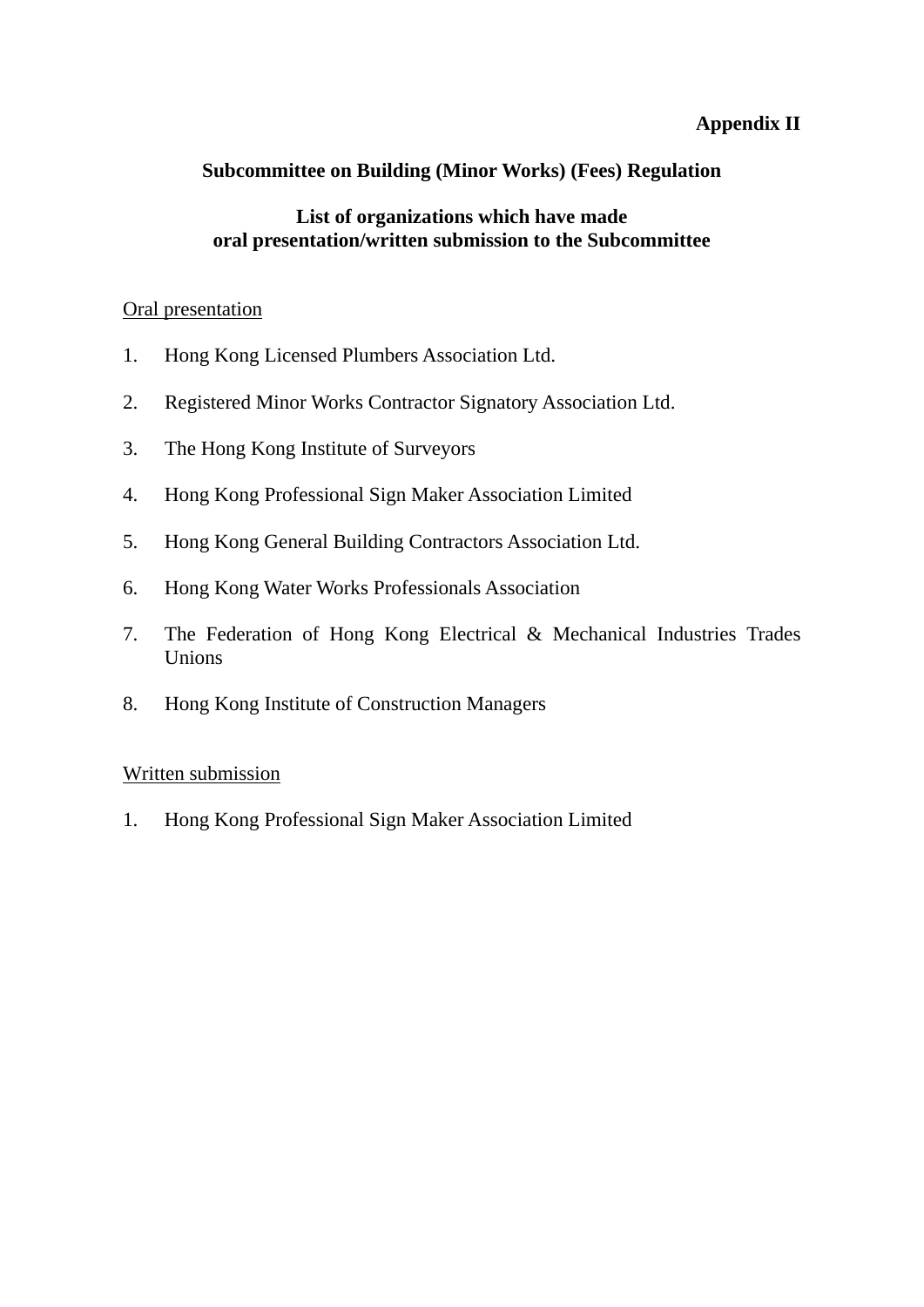**Appendix II**

## Subcommittee on Building (Minor Works) (Fees) Regulation

### List of organizations which have made oral presentation/written submission to the Subcommittee

Oral presentation

1. Hong Kong Licensed Plumbers Association Ltd.
2. Registered Minor Works Contractor Signatory Association Ltd.
3. The Hong Kong Institute of Surveyors
4. Hong Kong Professional Sign Maker Association Limited
5. Hong Kong General Building Contractors Association Ltd.
6. Hong Kong Water Works Professionals Association
7. The Federation of Hong Kong Electrical & Mechanical Industries Trades Unions
8. Hong Kong Institute of Construction Managers

Written submission

1. Hong Kong Professional Sign Maker Association Limited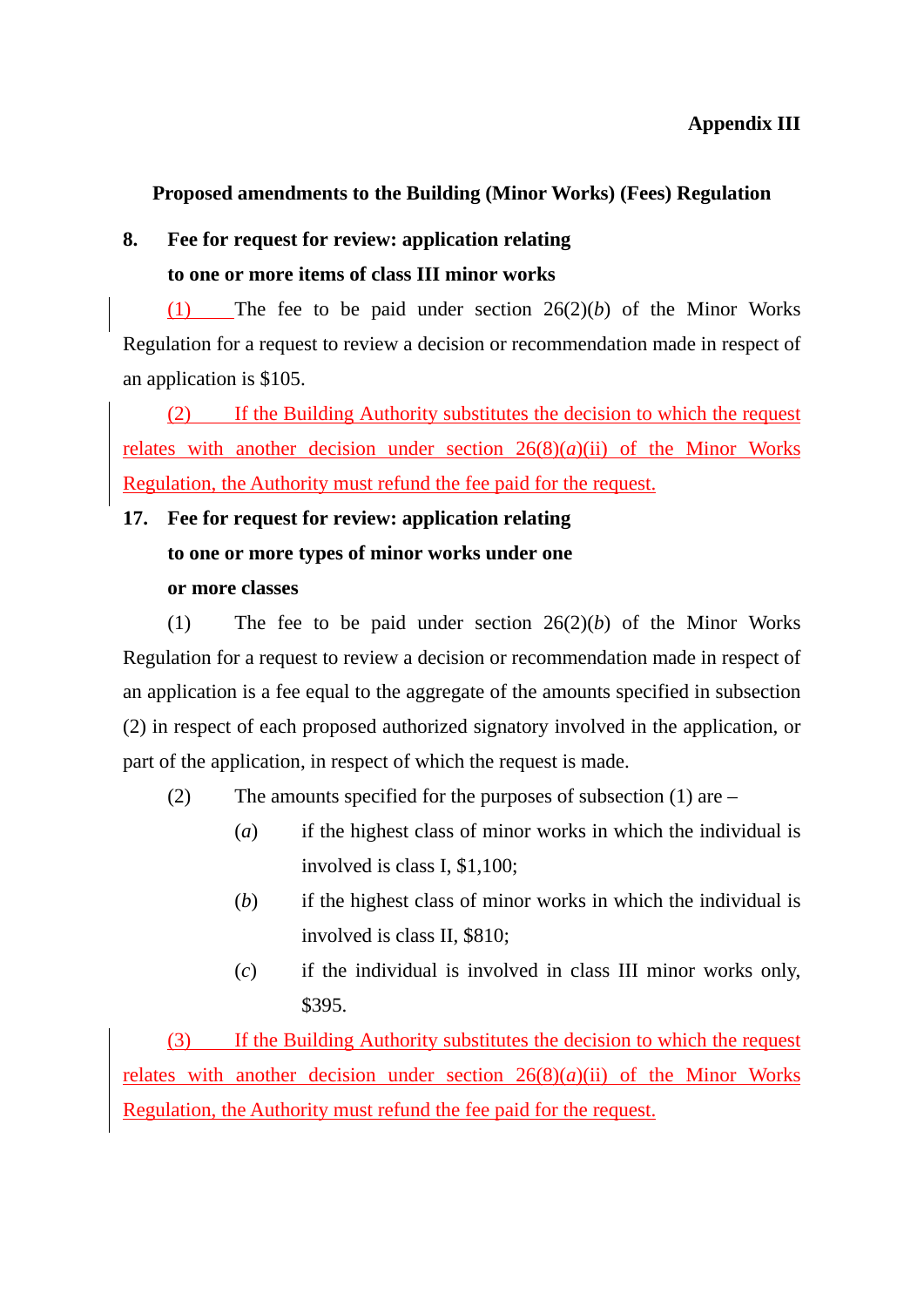**Appendix III**

**Proposed amendments to the Building (Minor Works) (Fees) Regulation**

**8. Fee for request for review: application relating to one or more items of class III minor works**

(1) The fee to be paid under section 26(2)(*b*) of the Minor Works Regulation for a request to review a decision or recommendation made in respect of an application is $105.

(2) If the Building Authority substitutes the decision to which the request relates with another decision under section 26(8)(*a*)(ii) of the Minor Works Regulation, the Authority must refund the fee paid for the request.

**17. Fee for request for review: application relating to one or more types of minor works under one or more classes**

(1) The fee to be paid under section 26(2)(*b*) of the Minor Works Regulation for a request to review a decision or recommendation made in respect of an application is a fee equal to the aggregate of the amounts specified in subsection (2) in respect of each proposed authorized signatory involved in the application, or part of the application, in respect of which the request is made.

(2) The amounts specified for the purposes of subsection (1) are –

(*a*) if the highest class of minor works in which the individual is involved is class I, $1,100;

(*b*) if the highest class of minor works in which the individual is involved is class II, $810;

(*c*) if the individual is involved in class III minor works only, $395.

(3) If the Building Authority substitutes the decision to which the request relates with another decision under section 26(8)(*a*)(ii) of the Minor Works Regulation, the Authority must refund the fee paid for the request.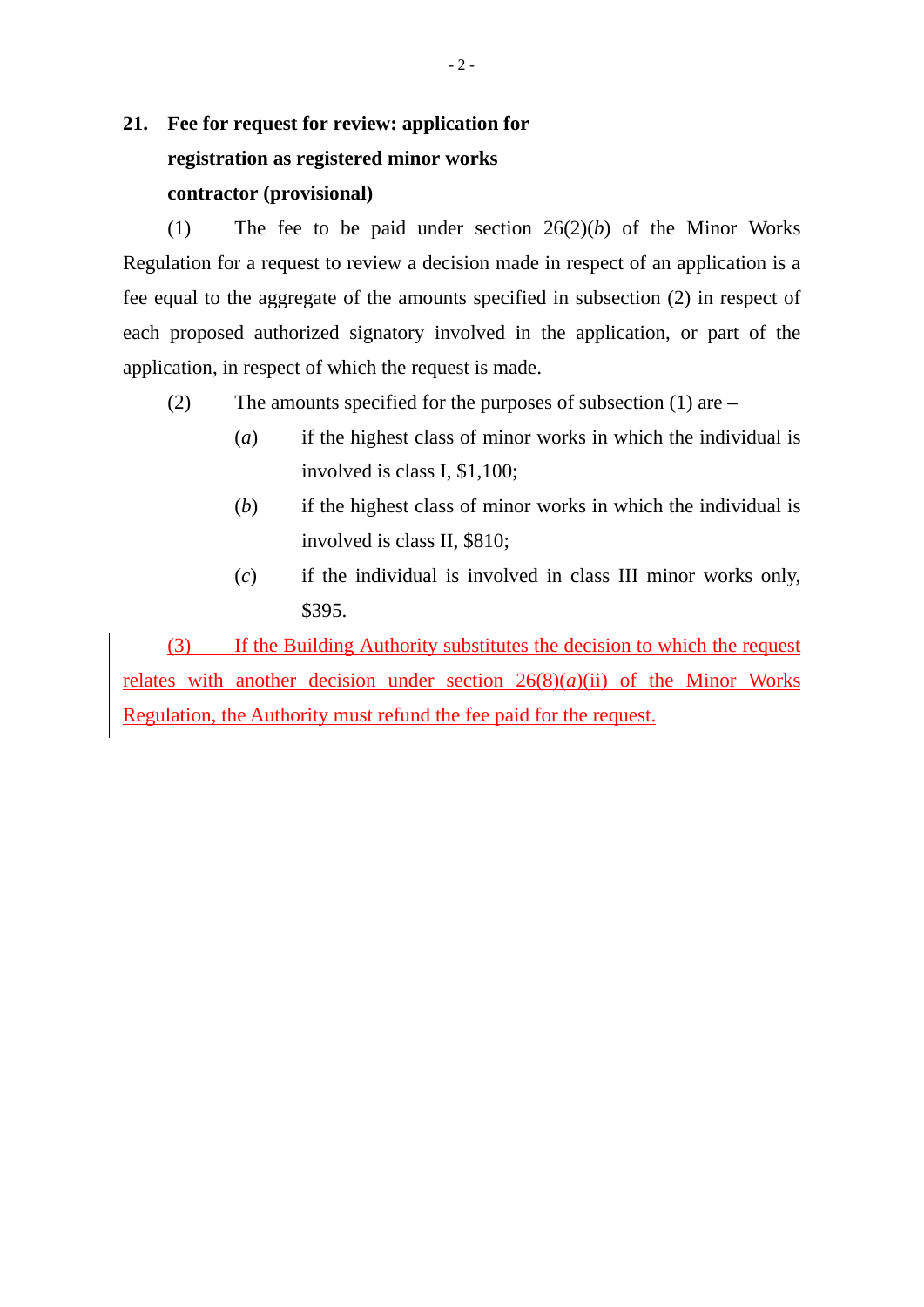**21. Fee for request for review: application for registration as registered minor works contractor (provisional)**

(1) The fee to be paid under section 26(2)(*b*) of the Minor Works Regulation for a request to review a decision made in respect of an application is a fee equal to the aggregate of the amounts specified in subsection (2) in respect of each proposed authorized signatory involved in the application, or part of the application, in respect of which the request is made.

(2) The amounts specified for the purposes of subsection (1) are –

(*a*) if the highest class of minor works in which the individual is involved is class I, $1,100;

(*b*) if the highest class of minor works in which the individual is involved is class II, $810;

(*c*) if the individual is involved in class III minor works only, $395.

<u>(3) If the Building Authority substitutes the decision to which the request relates with another decision under section 26(8)(*a*)(ii) of the Minor Works Regulation, the Authority must refund the fee paid for the request.</u>